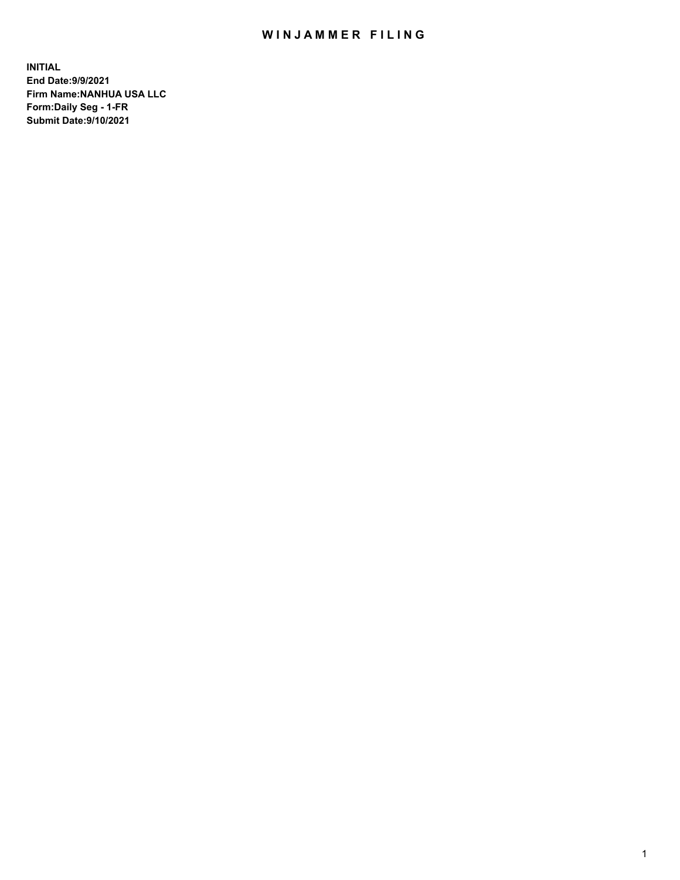# WINJAMMER FILING

**INITIAL**
**End Date:9/9/2021**
**Firm Name:NANHUA USA LLC**
**Form:Daily Seg - 1-FR**
**Submit Date:9/10/2021**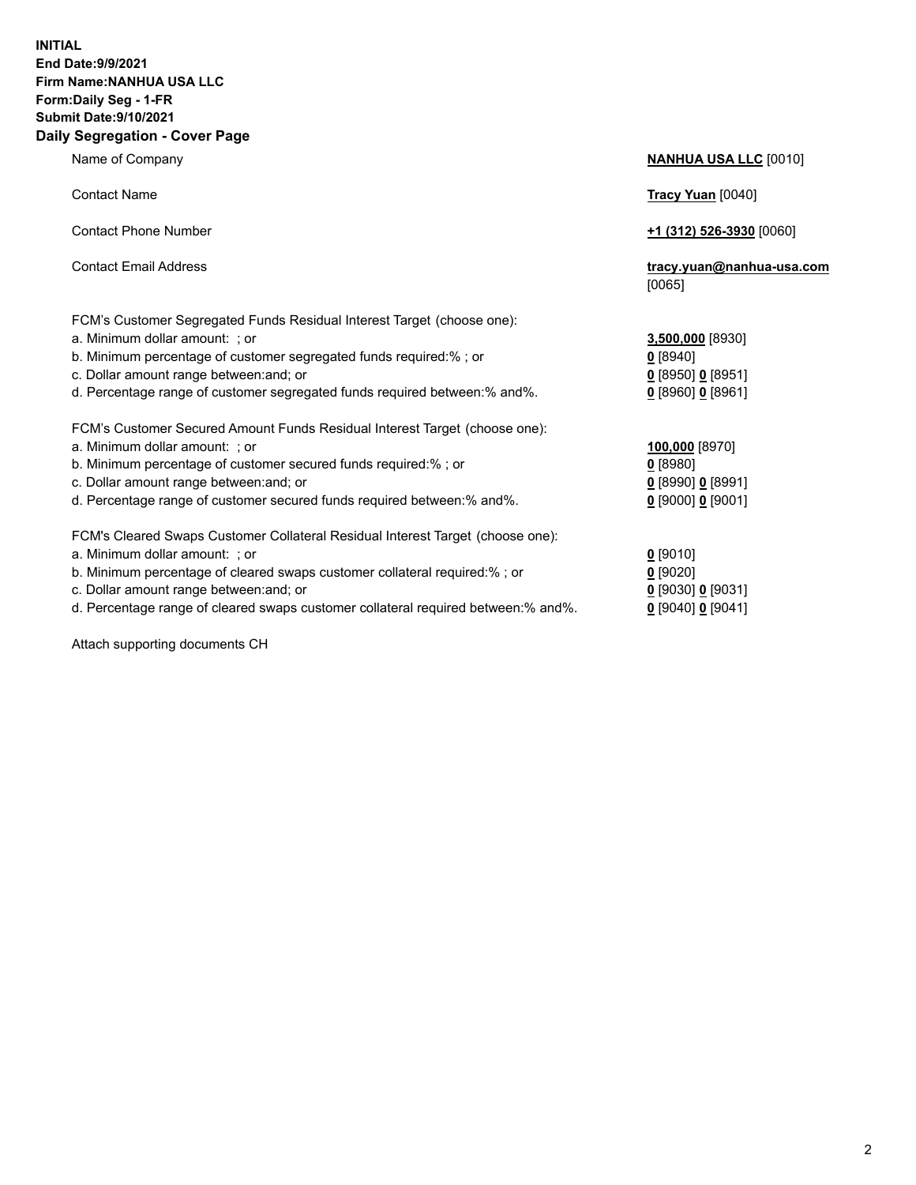**INITIAL**
**End Date:9/9/2021**
**Firm Name:NANHUA USA LLC**
**Form:Daily Seg - 1-FR**
**Submit Date:9/10/2021**

## Daily Segregation - Cover Page

| | |
|---|---|
| Name of Company | **NANHUA USA LLC** [0010] |
| Contact Name | **Tracy Yuan** [0040] |
| Contact Phone Number | **+1 (312) 526-3930** [0060] |
| Contact Email Address | **tracy.yuan@nanhua-usa.com** [0065] |
| FCM's Customer Segregated Funds Residual Interest Target (choose one): | |
| a. Minimum dollar amount: ; or | **3,500,000** [8930] |
| b. Minimum percentage of customer segregated funds required:% ; or | **0** [8940] |
| c. Dollar amount range between:and; or | **0** [8950] **0** [8951] |
| d. Percentage range of customer segregated funds required between:% and%. | **0** [8960] **0** [8961] |
| FCM's Customer Secured Amount Funds Residual Interest Target (choose one): | |
| a. Minimum dollar amount: ; or | **100,000** [8970] |
| b. Minimum percentage of customer secured funds required:% ; or | **0** [8980] |
| c. Dollar amount range between:and; or | **0** [8990] **0** [8991] |
| d. Percentage range of customer secured funds required between:% and%. | **0** [9000] **0** [9001] |
| FCM's Cleared Swaps Customer Collateral Residual Interest Target (choose one): | |
| a. Minimum dollar amount: ; or | **0** [9010] |
| b. Minimum percentage of cleared swaps customer collateral required:% ; or | **0** [9020] |
| c. Dollar amount range between:and; or | **0** [9030] **0** [9031] |
| d. Percentage range of cleared swaps customer collateral required between:% and%. | **0** [9040] **0** [9041] |

Attach supporting documents CH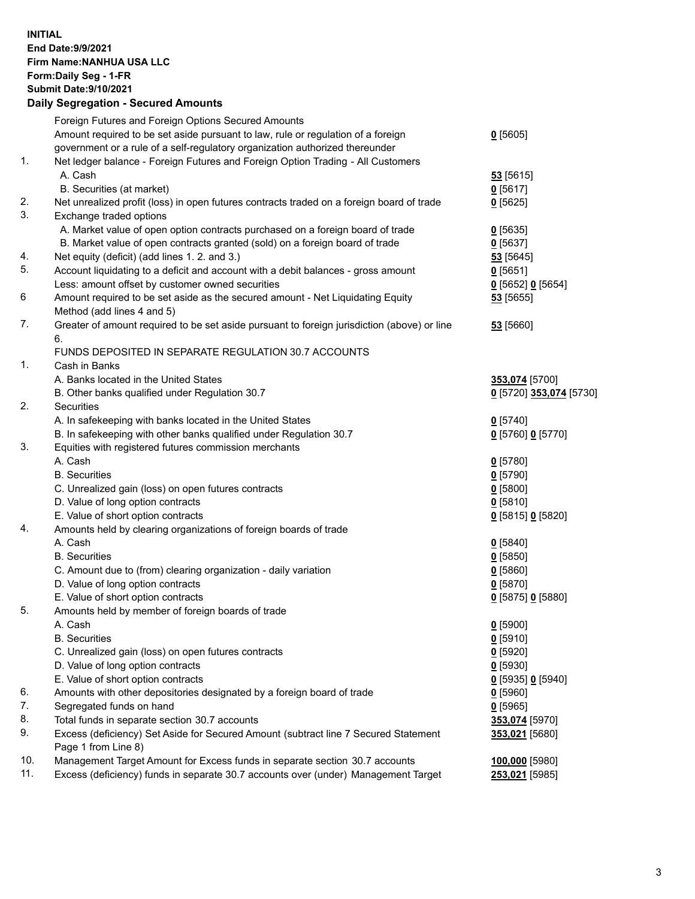**INITIAL**
**End Date:9/9/2021**
**Firm Name:NANHUA USA LLC**
**Form:Daily Seg - 1-FR**
**Submit Date:9/10/2021**

## Daily Segregation - Secured Amounts

| | | |
|---|---|---|
| | Foreign Futures and Foreign Options Secured Amounts | |
| | Amount required to be set aside pursuant to law, rule or regulation of a foreign government or a rule of a self-regulatory organization authorized thereunder | **0** [5605] |
| 1. | Net ledger balance - Foreign Futures and Foreign Option Trading - All Customers | |
| | A. Cash | **53** [5615] |
| | B. Securities (at market) | **0** [5617] |
| 2. | Net unrealized profit (loss) in open futures contracts traded on a foreign board of trade | **0** [5625] |
| 3. | Exchange traded options | |
| | A. Market value of open option contracts purchased on a foreign board of trade | **0** [5635] |
| | B. Market value of open contracts granted (sold) on a foreign board of trade | **0** [5637] |
| 4. | Net equity (deficit) (add lines 1. 2. and 3.) | **53** [5645] |
| 5. | Account liquidating to a deficit and account with a debit balances - gross amount | **0** [5651] |
| | Less: amount offset by customer owned securities | **0** [5652] **0** [5654] |
| 6 | Amount required to be set aside as the secured amount - Net Liquidating Equity Method (add lines 4 and 5) | **53** [5655] |
| 7. | Greater of amount required to be set aside pursuant to foreign jurisdiction (above) or line 6. | **53** [5660] |
| | FUNDS DEPOSITED IN SEPARATE REGULATION 30.7 ACCOUNTS | |
| 1. | Cash in Banks | |
| | A. Banks located in the United States | **353,074** [5700] |
| | B. Other banks qualified under Regulation 30.7 | **0** [5720] **353,074** [5730] |
| 2. | Securities | |
| | A. In safekeeping with banks located in the United States | **0** [5740] |
| | B. In safekeeping with other banks qualified under Regulation 30.7 | **0** [5760] **0** [5770] |
| 3. | Equities with registered futures commission merchants | |
| | A. Cash | **0** [5780] |
| | B. Securities | **0** [5790] |
| | C. Unrealized gain (loss) on open futures contracts | **0** [5800] |
| | D. Value of long option contracts | **0** [5810] |
| | E. Value of short option contracts | **0** [5815] **0** [5820] |
| 4. | Amounts held by clearing organizations of foreign boards of trade | |
| | A. Cash | **0** [5840] |
| | B. Securities | **0** [5850] |
| | C. Amount due to (from) clearing organization - daily variation | **0** [5860] |
| | D. Value of long option contracts | **0** [5870] |
| | E. Value of short option contracts | **0** [5875] **0** [5880] |
| 5. | Amounts held by member of foreign boards of trade | |
| | A. Cash | **0** [5900] |
| | B. Securities | **0** [5910] |
| | C. Unrealized gain (loss) on open futures contracts | **0** [5920] |
| | D. Value of long option contracts | **0** [5930] |
| | E. Value of short option contracts | **0** [5935] **0** [5940] |
| 6. | Amounts with other depositories designated by a foreign board of trade | **0** [5960] |
| 7. | Segregated funds on hand | **0** [5965] |
| 8. | Total funds in separate section 30.7 accounts | **353,074** [5970] |
| 9. | Excess (deficiency) Set Aside for Secured Amount (subtract line 7 Secured Statement Page 1 from Line 8) | **353,021** [5680] |
| 10. | Management Target Amount for Excess funds in separate section 30.7 accounts | **100,000** [5980] |
| 11. | Excess (deficiency) funds in separate 30.7 accounts over (under) Management Target | **253,021** [5985] |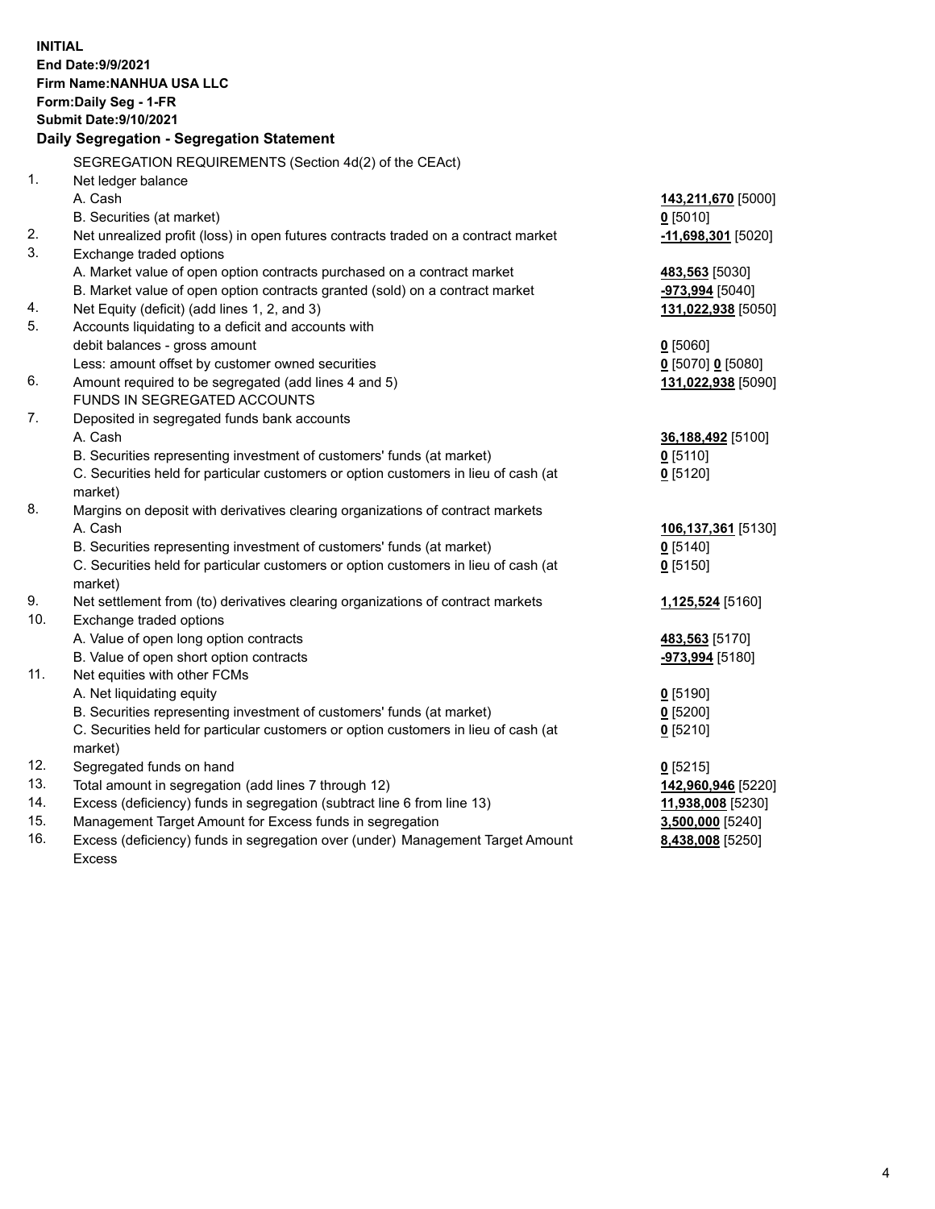**INITIAL**
**End Date:9/9/2021**
**Firm Name:NANHUA USA LLC**
**Form:Daily Seg - 1-FR**
**Submit Date:9/10/2021**

## Daily Segregation - Segregation Statement

| | | |
|---|---|---|
| | SEGREGATION REQUIREMENTS (Section 4d(2) of the CEAct) | |
| 1. | Net ledger balance | |
| | A. Cash | **143,211,670** [5000] |
| | B. Securities (at market) | **0** [5010] |
| 2. | Net unrealized profit (loss) in open futures contracts traded on a contract market | **-11,698,301** [5020] |
| 3. | Exchange traded options | |
| | A. Market value of open option contracts purchased on a contract market | **483,563** [5030] |
| | B. Market value of open option contracts granted (sold) on a contract market | **-973,994** [5040] |
| 4. | Net Equity (deficit) (add lines 1, 2, and 3) | **131,022,938** [5050] |
| 5. | Accounts liquidating to a deficit and accounts with debit balances - gross amount | **0** [5060] |
| | Less: amount offset by customer owned securities | **0** [5070] **0** [5080] |
| 6. | Amount required to be segregated (add lines 4 and 5) | **131,022,938** [5090] |
| | FUNDS IN SEGREGATED ACCOUNTS | |
| 7. | Deposited in segregated funds bank accounts | |
| | A. Cash | **36,188,492** [5100] |
| | B. Securities representing investment of customers' funds (at market) | **0** [5110] |
| | C. Securities held for particular customers or option customers in lieu of cash (at market) | **0** [5120] |
| 8. | Margins on deposit with derivatives clearing organizations of contract markets | |
| | A. Cash | **106,137,361** [5130] |
| | B. Securities representing investment of customers' funds (at market) | **0** [5140] |
| | C. Securities held for particular customers or option customers in lieu of cash (at market) | **0** [5150] |
| 9. | Net settlement from (to) derivatives clearing organizations of contract markets | **1,125,524** [5160] |
| 10. | Exchange traded options | |
| | A. Value of open long option contracts | **483,563** [5170] |
| | B. Value of open short option contracts | **-973,994** [5180] |
| 11. | Net equities with other FCMs | |
| | A. Net liquidating equity | **0** [5190] |
| | B. Securities representing investment of customers' funds (at market) | **0** [5200] |
| | C. Securities held for particular customers or option customers in lieu of cash (at market) | **0** [5210] |
| 12. | Segregated funds on hand | **0** [5215] |
| 13. | Total amount in segregation (add lines 7 through 12) | **142,960,946** [5220] |
| 14. | Excess (deficiency) funds in segregation (subtract line 6 from line 13) | **11,938,008** [5230] |
| 15. | Management Target Amount for Excess funds in segregation | **3,500,000** [5240] |
| 16. | Excess (deficiency) funds in segregation over (under) Management Target Amount Excess | **8,438,008** [5250] |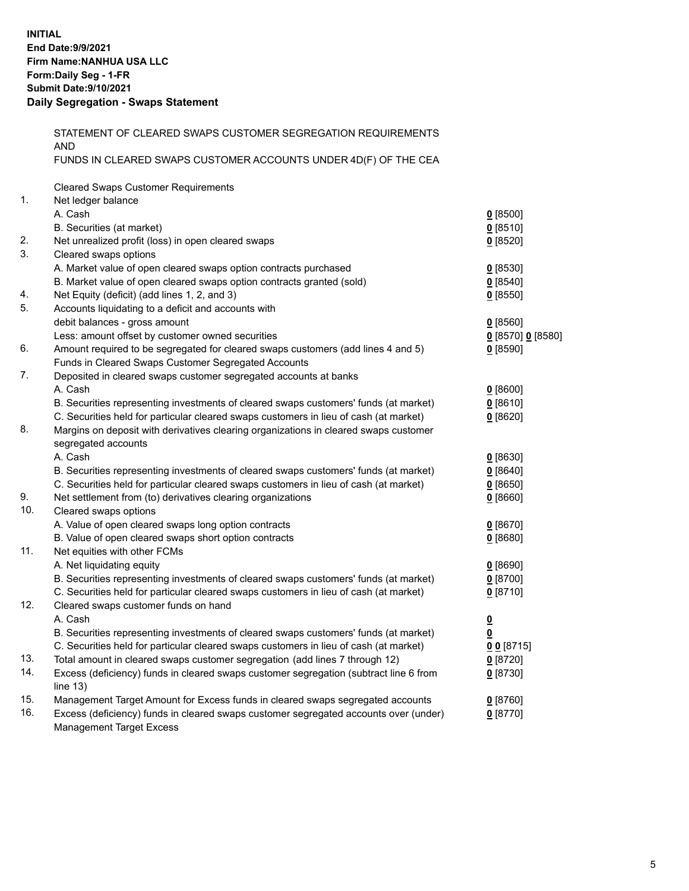**INITIAL**
**End Date:9/9/2021**
**Firm Name:NANHUA USA LLC**
**Form:Daily Seg - 1-FR**
**Submit Date:9/10/2021**
**Daily Segregation - Swaps Statement**

STATEMENT OF CLEARED SWAPS CUSTOMER SEGREGATION REQUIREMENTS AND FUNDS IN CLEARED SWAPS CUSTOMER ACCOUNTS UNDER 4D(F) OF THE CEA

| | | |
|---|---|---|
| | Cleared Swaps Customer Requirements | |
| 1. | Net ledger balance | |
| | A. Cash | 0 [8500] |
| | B. Securities (at market) | 0 [8510] |
| 2. | Net unrealized profit (loss) in open cleared swaps | 0 [8520] |
| 3. | Cleared swaps options | |
| | A. Market value of open cleared swaps option contracts purchased | 0 [8530] |
| | B. Market value of open cleared swaps option contracts granted (sold) | 0 [8540] |
| 4. | Net Equity (deficit) (add lines 1, 2, and 3) | 0 [8550] |
| 5. | Accounts liquidating to a deficit and accounts with debit balances - gross amount | 0 [8560] |
| | Less: amount offset by customer owned securities | 0 [8570] 0 [8580] |
| 6. | Amount required to be segregated for cleared swaps customers (add lines 4 and 5) | 0 [8590] |
| | Funds in Cleared Swaps Customer Segregated Accounts | |
| 7. | Deposited in cleared swaps customer segregated accounts at banks | |
| | A. Cash | 0 [8600] |
| | B. Securities representing investments of cleared swaps customers' funds (at market) | 0 [8610] |
| | C. Securities held for particular cleared swaps customers in lieu of cash (at market) | 0 [8620] |
| 8. | Margins on deposit with derivatives clearing organizations in cleared swaps customer segregated accounts | |
| | A. Cash | 0 [8630] |
| | B. Securities representing investments of cleared swaps customers' funds (at market) | 0 [8640] |
| | C. Securities held for particular cleared swaps customers in lieu of cash (at market) | 0 [8650] |
| 9. | Net settlement from (to) derivatives clearing organizations | 0 [8660] |
| 10. | Cleared swaps options | |
| | A. Value of open cleared swaps long option contracts | 0 [8670] |
| | B. Value of open cleared swaps short option contracts | 0 [8680] |
| 11. | Net equities with other FCMs | |
| | A. Net liquidating equity | 0 [8690] |
| | B. Securities representing investments of cleared swaps customers' funds (at market) | 0 [8700] |
| | C. Securities held for particular cleared swaps customers in lieu of cash (at market) | 0 [8710] |
| 12. | Cleared swaps customer funds on hand | |
| | A. Cash | 0 |
| | B. Securities representing investments of cleared swaps customers' funds (at market) | 0 |
| | C. Securities held for particular cleared swaps customers in lieu of cash (at market) | 0 0 [8715] |
| 13. | Total amount in cleared swaps customer segregation (add lines 7 through 12) | 0 [8720] |
| 14. | Excess (deficiency) funds in cleared swaps customer segregation (subtract line 6 from line 13) | 0 [8730] |
| 15. | Management Target Amount for Excess funds in cleared swaps segregated accounts | 0 [8760] |
| 16. | Excess (deficiency) funds in cleared swaps customer segregated accounts over (under) Management Target Excess | 0 [8770] |